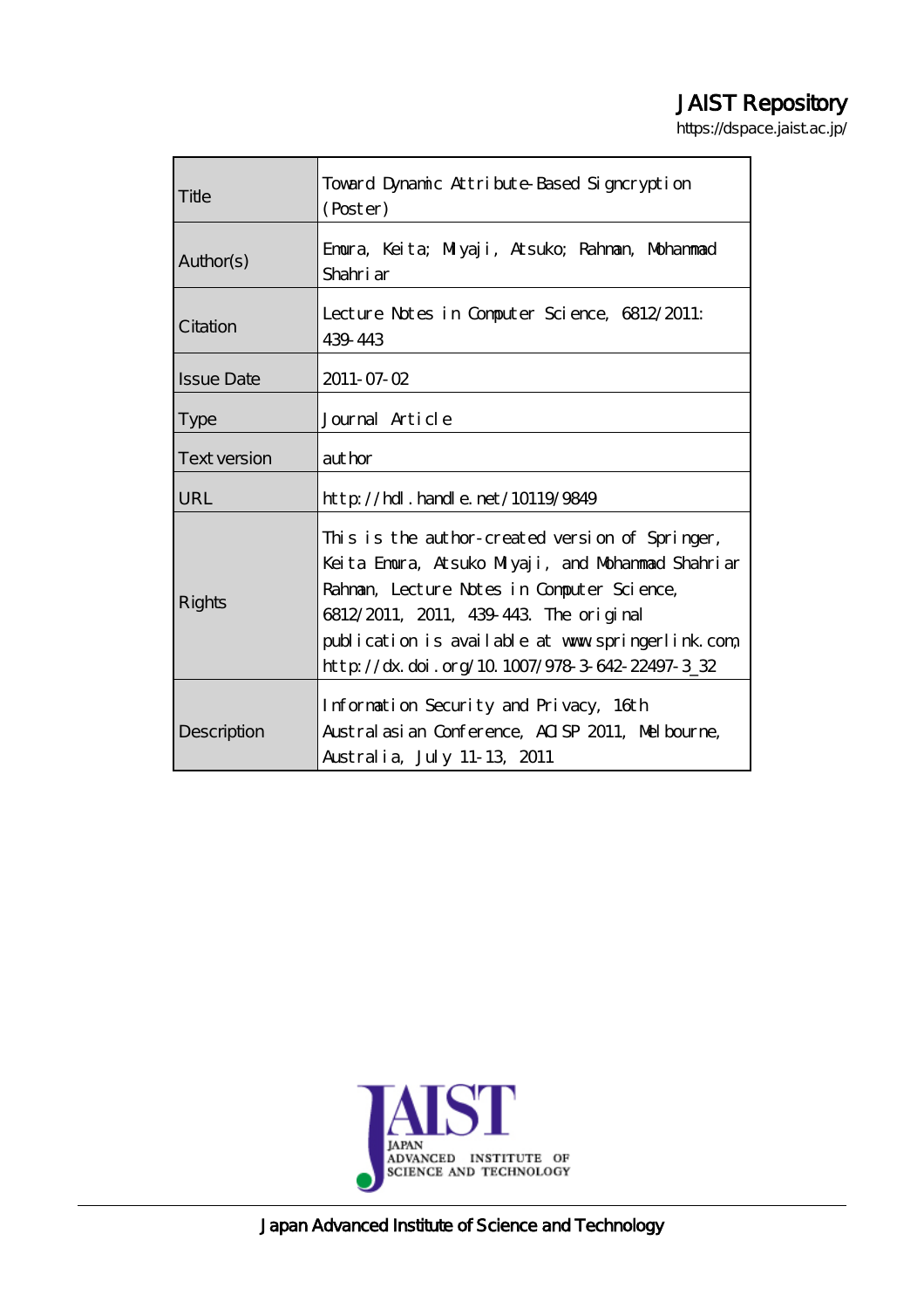# JAIST Repository

https://dspace.jaist.ac.jp/

| | |
|---|---|
| Title | Toward Dynamic Attribute-Based Signcryption (Poster) |
| Author(s) | Emura, Keita; Miyaji, Atsuko; Rahman, Mohammad Shahriar |
| Citation | Lecture Notes in Computer Science, 6812/2011: 439-443 |
| Issue Date | 2011-07-02 |
| Type | Journal Article |
| Text version | author |
| URL | http://hdl.handle.net/10119/9849 |
| Rights | This is the author-created version of Springer, Keita Emura, Atsuko Miyaji, and Mohammad Shahriar Rahman, Lecture Notes in Computer Science, 6812/2011, 2011, 439-443. The original publication is available at www.springerlink.com, http://dx.doi.org/10.1007/978-3-642-22497-3_32 |
| Description | Information Security and Privacy, 16th Australasian Conference, ACISP 2011, Melbourne, Australia, July 11-13, 2011 |

JAIST JAPAN ADVANCED INSTITUTE OF SCIENCE AND TECHNOLOGY

Japan Advanced Institute of Science and Technology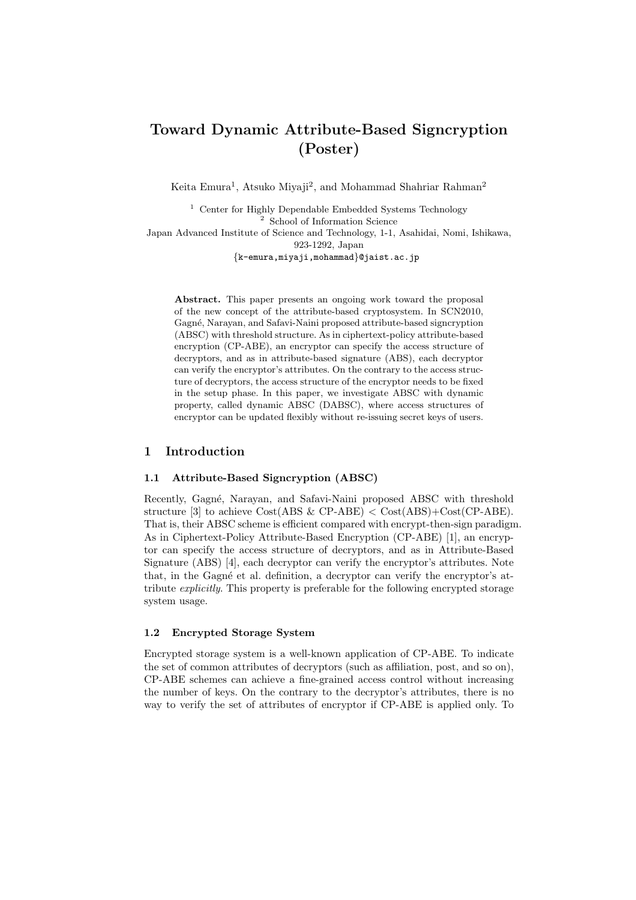# Toward Dynamic Attribute-Based Signcryption (Poster)

Keita Emura[1], Atsuko Miyaji[2], and Mohammad Shahriar Rahman[2]

[1] Center for Highly Dependable Embedded Systems Technology
[2] School of Information Science
Japan Advanced Institute of Science and Technology, 1-1, Asahidai, Nomi, Ishikawa, 923-1292, Japan
{k-emura,miyaji,mohammad}@jaist.ac.jp

**Abstract.** This paper presents an ongoing work toward the proposal of the new concept of the attribute-based cryptosystem. In SCN2010, Gagné, Narayan, and Safavi-Naini proposed attribute-based signcryption (ABSC) with threshold structure. As in ciphertext-policy attribute-based encryption (CP-ABE), an encryptor can specify the access structure of decryptors, and as in attribute-based signature (ABS), each decryptor can verify the encryptor's attributes. On the contrary to the access structure of decryptors, the access structure of the encryptor needs to be fixed in the setup phase. In this paper, we investigate ABSC with dynamic property, called dynamic ABSC (DABSC), where access structures of encryptor can be updated flexibly without re-issuing secret keys of users.

## 1 Introduction

### 1.1 Attribute-Based Signcryption (ABSC)

Recently, Gagné, Narayan, and Safavi-Naini proposed ABSC with threshold structure [3] to achieve Cost(ABS & CP-ABE) < Cost(ABS)+Cost(CP-ABE). That is, their ABSC scheme is efficient compared with encrypt-then-sign paradigm. As in Ciphertext-Policy Attribute-Based Encryption (CP-ABE) [1], an encryptor can specify the access structure of decryptors, and as in Attribute-Based Signature (ABS) [4], each decryptor can verify the encryptor's attributes. Note that, in the Gagné et al. definition, a decryptor can verify the encryptor's attribute *explicitly*. This property is preferable for the following encrypted storage system usage.

### 1.2 Encrypted Storage System

Encrypted storage system is a well-known application of CP-ABE. To indicate the set of common attributes of decryptors (such as affiliation, post, and so on), CP-ABE schemes can achieve a fine-grained access control without increasing the number of keys. On the contrary to the decryptor's attributes, there is no way to verify the set of attributes of encryptor if CP-ABE is applied only. To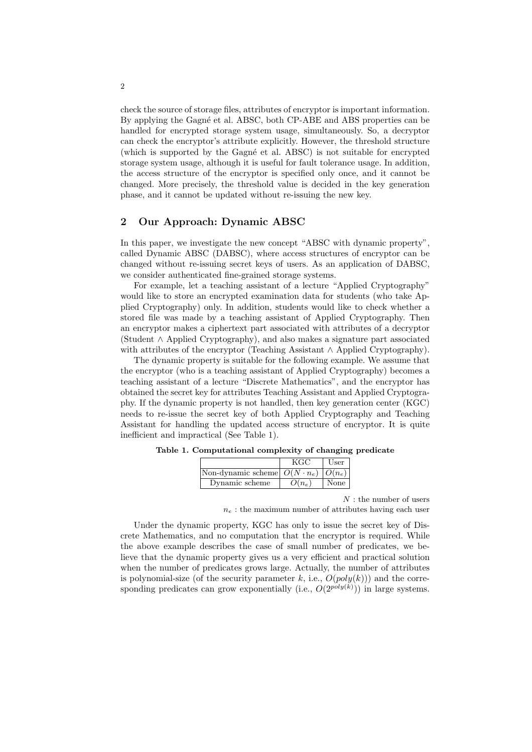check the source of storage files, attributes of encryptor is important information. By applying the Gagné et al. ABSC, both CP-ABE and ABS properties can be handled for encrypted storage system usage, simultaneously. So, a decryptor can check the encryptor's attribute explicitly. However, the threshold structure (which is supported by the Gagné et al. ABSC) is not suitable for encrypted storage system usage, although it is useful for fault tolerance usage. In addition, the access structure of the encryptor is specified only once, and it cannot be changed. More precisely, the threshold value is decided in the key generation phase, and it cannot be updated without re-issuing the new key.

## 2 Our Approach: Dynamic ABSC

In this paper, we investigate the new concept "ABSC with dynamic property", called Dynamic ABSC (DABSC), where access structures of encryptor can be changed without re-issuing secret keys of users. As an application of DABSC, we consider authenticated fine-grained storage systems.

For example, let a teaching assistant of a lecture "Applied Cryptography" would like to store an encrypted examination data for students (who take Applied Cryptography) only. In addition, students would like to check whether a stored file was made by a teaching assistant of Applied Cryptography. Then an encryptor makes a ciphertext part associated with attributes of a decryptor (Student $\wedge$ Applied Cryptography), and also makes a signature part associated with attributes of the encryptor (Teaching Assistant $\wedge$ Applied Cryptography).

The dynamic property is suitable for the following example. We assume that the encryptor (who is a teaching assistant of Applied Cryptography) becomes a teaching assistant of a lecture "Discrete Mathematics", and the encryptor has obtained the secret key for attributes Teaching Assistant and Applied Cryptography. If the dynamic property is not handled, then key generation center (KGC) needs to re-issue the secret key of both Applied Cryptography and Teaching Assistant for handling the updated access structure of encryptor. It is quite inefficient and impractical (See Table 1).

**Table 1. Computational complexity of changing predicate**

| | KGC | User |
|---|---|---|
| Non-dynamic scheme | $O(N \cdot n_e)$ | $O(n_e)$ |
| Dynamic scheme | $O(n_e)$ | None |

$N$ : the number of users

$n_e$ : the maximum number of attributes having each user

Under the dynamic property, KGC has only to issue the secret key of Discrete Mathematics, and no computation that the encryptor is required. While the above example describes the case of small number of predicates, we believe that the dynamic property gives us a very efficient and practical solution when the number of predicates grows large. Actually, the number of attributes is polynomial-size (of the security parameter $k$, i.e., $O(poly(k))$) and the corresponding predicates can grow exponentially (i.e., $O(2^{poly(k)})$) in large systems.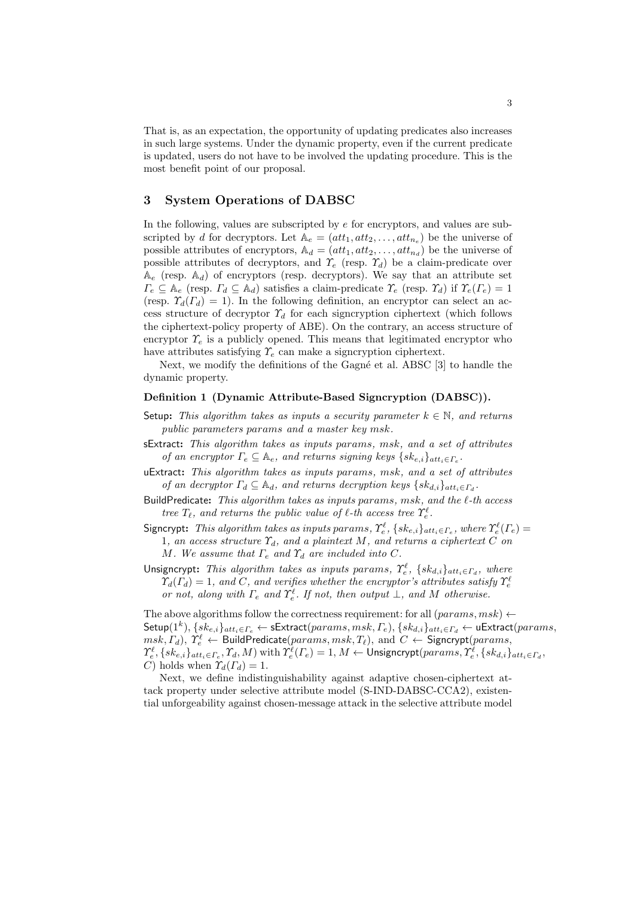That is, as an expectation, the opportunity of updating predicates also increases in such large systems. Under the dynamic property, even if the current predicate is updated, users do not have to be involved the updating procedure. This is the most benefit point of our proposal.

## 3 System Operations of DABSC

In the following, values are subscripted by $e$ for encryptors, and values are subscripted by $d$ for decryptors. Let $\mathbb{A}_e = (att_1, att_2, \ldots, att_{n_e})$ be the universe of possible attributes of encryptors, $\mathbb{A}_d = (att_1, att_2, \ldots, att_{n_d})$ be the universe of possible attributes of decryptors, and $\Upsilon_e$ (resp. $\Upsilon_d$) be a claim-predicate over $\mathbb{A}_e$ (resp. $\mathbb{A}_d$) of encryptors (resp. decryptors). We say that an attribute set $\Gamma_e \subseteq \mathbb{A}_e$ (resp. $\Gamma_d \subseteq \mathbb{A}_d$) satisfies a claim-predicate $\Upsilon_e$ (resp. $\Upsilon_d$) if $\Upsilon_e(\Gamma_e) = 1$ (resp. $\Upsilon_d(\Gamma_d) = 1$). In the following definition, an encryptor can select an access structure of decryptor $\Upsilon_d$ for each signcryption ciphertext (which follows the ciphertext-policy property of ABE). On the contrary, an access structure of encryptor $\Upsilon_e$ is a publicly opened. This means that legitimated encryptor who have attributes satisfying $\Upsilon_e$ can make a signcryption ciphertext.

Next, we modify the definitions of the Gagné et al. ABSC [3] to handle the dynamic property.

**Definition 1 (Dynamic Attribute-Based Signcryption (DABSC)).**

Setup: *This algorithm takes as inputs a security parameter $k \in \mathbb{N}$, and returns public parameters params and a master key msk.*

sExtract: *This algorithm takes as inputs params, msk, and a set of attributes of an encryptor $\Gamma_e \subseteq \mathbb{A}_e$, and returns signing keys $\{sk_{e,i}\}_{att_i \in \Gamma_e}$.*

uExtract: *This algorithm takes as inputs params, msk, and a set of attributes of an decryptor $\Gamma_d \subseteq \mathbb{A}_d$, and returns decryption keys $\{sk_{d,i}\}_{att_i \in \Gamma_d}$.*

BuildPredicate: *This algorithm takes as inputs params, msk, and the $\ell$-th access tree $T_\ell$, and returns the public value of $\ell$-th access tree $\Upsilon_e^\ell$.*

Signcrypt: *This algorithm takes as inputs params, $\Upsilon_e^\ell$, $\{sk_{e,i}\}_{att_i \in \Gamma_e}$, where $\Upsilon_e^\ell(\Gamma_e) = 1$, an access structure $\Upsilon_d$, and a plaintext $M$, and returns a ciphertext $C$ on $M$. We assume that $\Gamma_e$ and $\Upsilon_d$ are included into $C$.*

Unsigncrypt: *This algorithm takes as inputs params, $\Upsilon_e^\ell$, $\{sk_{d,i}\}_{att_i \in \Gamma_d}$, where $\Upsilon_d(\Gamma_d) = 1$, and $C$, and verifies whether the encryptor's attributes satisfy $\Upsilon_e^\ell$ or not, along with $\Gamma_e$ and $\Upsilon_e^\ell$. If not, then output $\perp$, and $M$ otherwise.*

The above algorithms follow the correctness requirement: for all $(params, msk) \leftarrow$ $\mathsf{Setup}(1^k)$, $\{sk_{e,i}\}_{att_i \in \Gamma_e} \leftarrow \mathsf{sExtract}(params, msk, \Gamma_e)$, $\{sk_{d,i}\}_{att_i \in \Gamma_d} \leftarrow \mathsf{uExtract}(params, msk, \Gamma_d)$, $\Upsilon_e^\ell \leftarrow \mathsf{BuildPredicate}(params, msk, T_\ell)$, and $C \leftarrow \mathsf{Signcrypt}(params, \Upsilon_e^\ell, \{sk_{e,i}\}_{att_i \in \Gamma_e}, \Upsilon_d, M)$ with $\Upsilon_e^\ell(\Gamma_e) = 1$, $M \leftarrow \mathsf{Unsigncrypt}(params, \Upsilon_e^\ell, \{sk_{d,i}\}_{att_i \in \Gamma_d}, C)$ holds when $\Upsilon_d(\Gamma_d) = 1$.

Next, we define indistinguishability against adaptive chosen-ciphertext attack property under selective attribute model (S-IND-DABSC-CCA2), existential unforgeability against chosen-message attack in the selective attribute model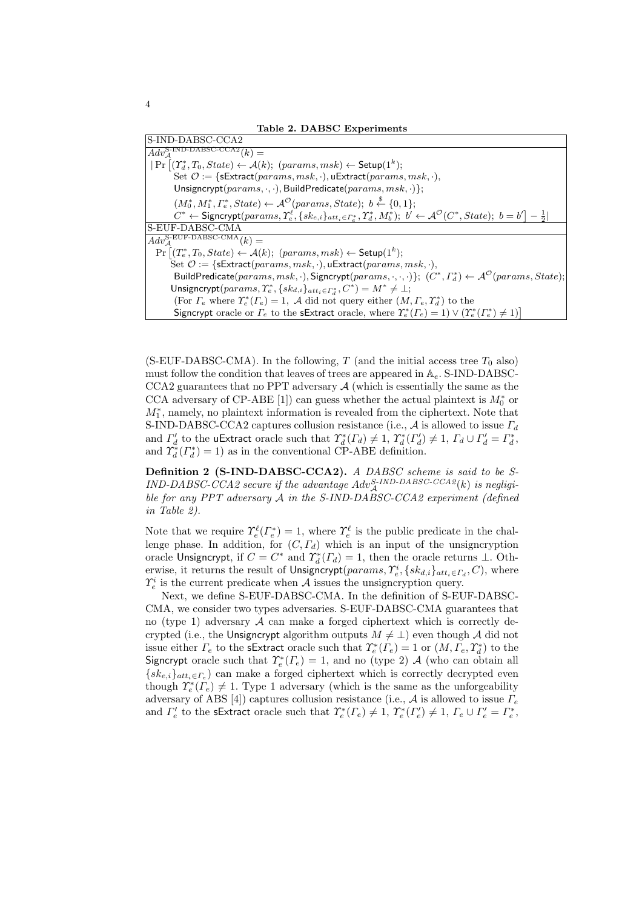**Table 2. DABSC Experiments**

| S-IND-DABSC-CCA2 |
|---|
| $Adv_{\mathcal{A}}^{\text{S-IND-DABSC-CCA2}}(k) =$ <br> $\lvert \Pr\big[(\Upsilon_d^*, T_0, State) \leftarrow \mathcal{A}(k);\ (params, msk) \leftarrow \mathsf{Setup}(1^k);$ <br> Set $\mathcal{O} := \{\mathsf{sExtract}(params, msk, \cdot), \mathsf{uExtract}(params, msk, \cdot),$ <br> $\mathsf{Unsigncrypt}(params, \cdot, \cdot), \mathsf{BuildPredicate}(params, msk, \cdot)\};$ <br> $(M_0^*, M_1^*, \Gamma_e^*, State) \leftarrow \mathcal{A}^{\mathcal{O}}(params, State);\ b \xleftarrow{\$} \{0,1\};$ <br> $C^* \leftarrow \mathsf{Signcrypt}(params, \Upsilon_e^{\ell}, \{sk_{e,i}\}_{att_i \in \Gamma_e^*}, \Upsilon_d^*, M_b^*);\ b' \leftarrow \mathcal{A}^{\mathcal{O}}(C^*, State);\ b = b'\big] - \frac{1}{2}\rvert$ |
| S-EUF-DABSC-CMA |
| $Adv_{\mathcal{A}}^{\text{S-EUF-DABSC-CMA}}(k) =$ <br> $\Pr\big[(\Upsilon_e^*, T_0, State) \leftarrow \mathcal{A}(k);\ (params, msk) \leftarrow \mathsf{Setup}(1^k);$ <br> Set $\mathcal{O} := \{\mathsf{sExtract}(params, msk, \cdot), \mathsf{uExtract}(params, msk, \cdot),$ <br> $\mathsf{BuildPredicate}(params, msk, \cdot), \mathsf{Signcrypt}(params, \cdot, \cdot, \cdot)\};\ (C^*, \Gamma_d^*) \leftarrow \mathcal{A}^{\mathcal{O}}(params, State);$ <br> $\mathsf{Unsigncrypt}(params, \Upsilon_e^*, \{sk_{d,i}\}_{att_i \in \Gamma_d^*}, C^*) = M^* \neq \perp;$ <br> (For $\Gamma_e$ where $\Upsilon_e^*(\Gamma_e) = 1$, $\mathcal{A}$ did not query either $(M, \Gamma_e, \Upsilon_d^*)$ to the <br> $\mathsf{Signcrypt}$ oracle or $\Gamma_e$ to the $\mathsf{sExtract}$ oracle, where $\Upsilon_e^*(\Gamma_e) = 1) \vee (\Upsilon_e^*(\Gamma_e^*) \neq 1)\big]$ |

(S-EUF-DABSC-CMA). In the following, $T$ (and the initial access tree $T_0$ also) must follow the condition that leaves of trees are appeared in $\mathbb{A}_e$. S-IND-DABSC-CCA2 guarantees that no PPT adversary $\mathcal{A}$ (which is essentially the same as the CCA adversary of CP-ABE [1]) can guess whether the actual plaintext is $M_0^*$ or $M_1^*$, namely, no plaintext information is revealed from the ciphertext. Note that S-IND-DABSC-CCA2 captures collusion resistance (i.e., $\mathcal{A}$ is allowed to issue $\Gamma_d$ and $\Gamma_d'$ to the $\mathsf{uExtract}$ oracle such that $\Upsilon_d^*(\Gamma_d) \neq 1$, $\Upsilon_d^*(\Gamma_d') \neq 1$, $\Gamma_d \cup \Gamma_d' = \Gamma_d^*$, and $\Upsilon_d^*(\Gamma_d^*) = 1$) as in the conventional CP-ABE definition.

**Definition 2 (S-IND-DABSC-CCA2).** *A DABSC scheme is said to be S-IND-DABSC-CCA2 secure if the advantage $Adv_{\mathcal{A}}^{\text{S-IND-DABSC-CCA2}}(k)$ is negligible for any PPT adversary $\mathcal{A}$ in the S-IND-DABSC-CCA2 experiment (defined in Table 2).*

Note that we require $\Upsilon_e^{\ell}(\Gamma_e^*) = 1$, where $\Upsilon_e^{\ell}$ is the public predicate in the challenge phase. In addition, for $(C, \Gamma_d)$ which is an input of the unsigncryption oracle $\mathsf{Unsigncrypt}$, if $C = C^*$ and $\Upsilon_d^*(\Gamma_d) = 1$, then the oracle returns $\perp$. Otherwise, it returns the result of $\mathsf{Unsigncrypt}(params, \Upsilon_e^i, \{sk_{d,i}\}_{att_i \in \Gamma_d}, C)$, where $\Upsilon_e^i$ is the current predicate when $\mathcal{A}$ issues the unsigncryption query.

Next, we define S-EUF-DABSC-CMA. In the definition of S-EUF-DABSC-CMA, we consider two types adversaries. S-EUF-DABSC-CMA guarantees that no (type 1) adversary $\mathcal{A}$ can make a forged ciphertext which is correctly decrypted (i.e., the $\mathsf{Unsigncrypt}$ algorithm outputs $M \neq \perp$) even though $\mathcal{A}$ did not issue either $\Gamma_e$ to the $\mathsf{sExtract}$ oracle such that $\Upsilon_e^*(\Gamma_e) = 1$ or $(M, \Gamma_e, \Upsilon_d^*)$ to the $\mathsf{Signcrypt}$ oracle such that $\Upsilon_e^*(\Gamma_e) = 1$, and no (type 2) $\mathcal{A}$ (who can obtain all $\{sk_{e,i}\}_{att_i \in \Gamma_e}$) can make a forged ciphertext which is correctly decrypted even though $\Upsilon_e^*(\Gamma_e) \neq 1$. Type 1 adversary (which is the same as the unforgeability adversary of ABS [4]) captures collusion resistance (i.e., $\mathcal{A}$ is allowed to issue $\Gamma_e$ and $\Gamma_e'$ to the $\mathsf{sExtract}$ oracle such that $\Upsilon_e^*(\Gamma_e) \neq 1$, $\Upsilon_e^*(\Gamma_e') \neq 1$, $\Gamma_e \cup \Gamma_e' = \Gamma_e^*$,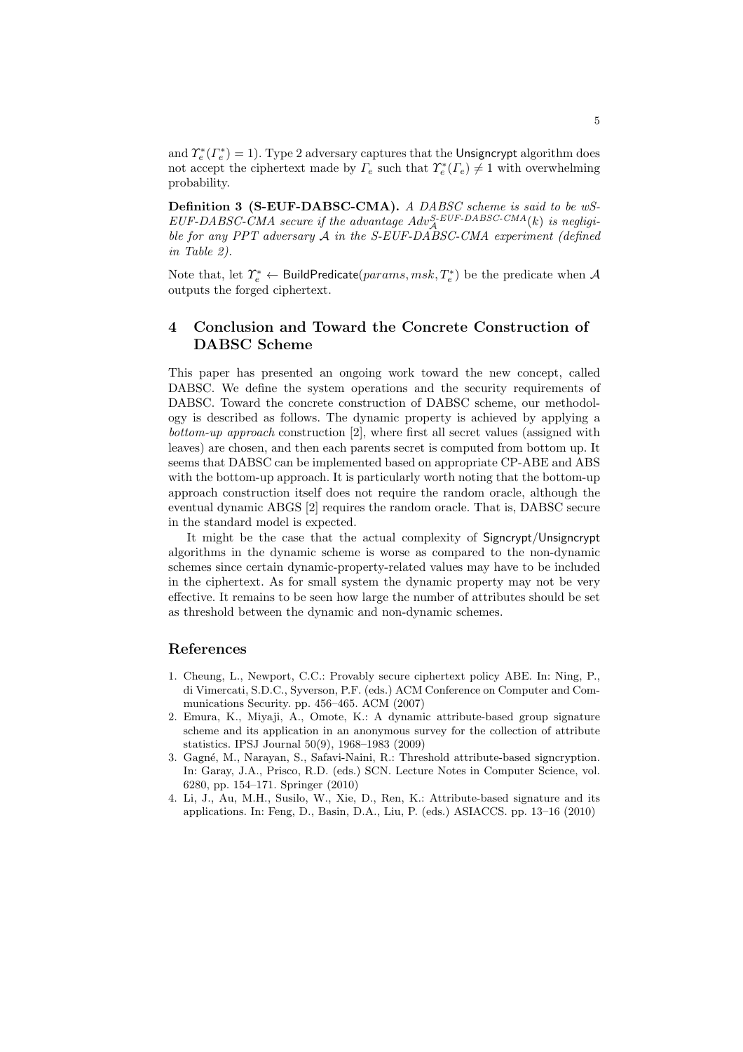and $\Upsilon_e^*(\Gamma_e^*) = 1$). Type 2 adversary captures that the Unsigncrypt algorithm does not accept the ciphertext made by $\Gamma_e$ such that $\Upsilon_e^*(\Gamma_e) \neq 1$ with overwhelming probability.

**Definition 3 (S-EUF-DABSC-CMA).** *A DABSC scheme is said to be wS-EUF-DABSC-CMA secure if the advantage* $Adv_{\mathcal{A}}^{S\text{-}EUF\text{-}DABSC\text{-}CMA}(k)$ *is negligible for any PPT adversary* $\mathcal{A}$ *in the S-EUF-DABSC-CMA experiment (defined in Table 2).*

Note that, let $\Upsilon_e^* \leftarrow \mathsf{BuildPredicate}(params, msk, T_e^*)$ be the predicate when $\mathcal{A}$ outputs the forged ciphertext.

## 4 Conclusion and Toward the Concrete Construction of DABSC Scheme

This paper has presented an ongoing work toward the new concept, called DABSC. We define the system operations and the security requirements of DABSC. Toward the concrete construction of DABSC scheme, our methodology is described as follows. The dynamic property is achieved by applying a *bottom-up approach* construction [2], where first all secret values (assigned with leaves) are chosen, and then each parents secret is computed from bottom up. It seems that DABSC can be implemented based on appropriate CP-ABE and ABS with the bottom-up approach. It is particularly worth noting that the bottom-up approach construction itself does not require the random oracle, although the eventual dynamic ABGS [2] requires the random oracle. That is, DABSC secure in the standard model is expected.

It might be the case that the actual complexity of Signcrypt/Unsigncrypt algorithms in the dynamic scheme is worse as compared to the non-dynamic schemes since certain dynamic-property-related values may have to be included in the ciphertext. As for small system the dynamic property may not be very effective. It remains to be seen how large the number of attributes should be set as threshold between the dynamic and non-dynamic schemes.

## References

1. Cheung, L., Newport, C.C.: Provably secure ciphertext policy ABE. In: Ning, P., di Vimercati, S.D.C., Syverson, P.F. (eds.) ACM Conference on Computer and Communications Security. pp. 456–465. ACM (2007)
2. Emura, K., Miyaji, A., Omote, K.: A dynamic attribute-based group signature scheme and its application in an anonymous survey for the collection of attribute statistics. IPSJ Journal 50(9), 1968–1983 (2009)
3. Gagné, M., Narayan, S., Safavi-Naini, R.: Threshold attribute-based signcryption. In: Garay, J.A., Prisco, R.D. (eds.) SCN. Lecture Notes in Computer Science, vol. 6280, pp. 154–171. Springer (2010)
4. Li, J., Au, M.H., Susilo, W., Xie, D., Ren, K.: Attribute-based signature and its applications. In: Feng, D., Basin, D.A., Liu, P. (eds.) ASIACCS. pp. 13–16 (2010)